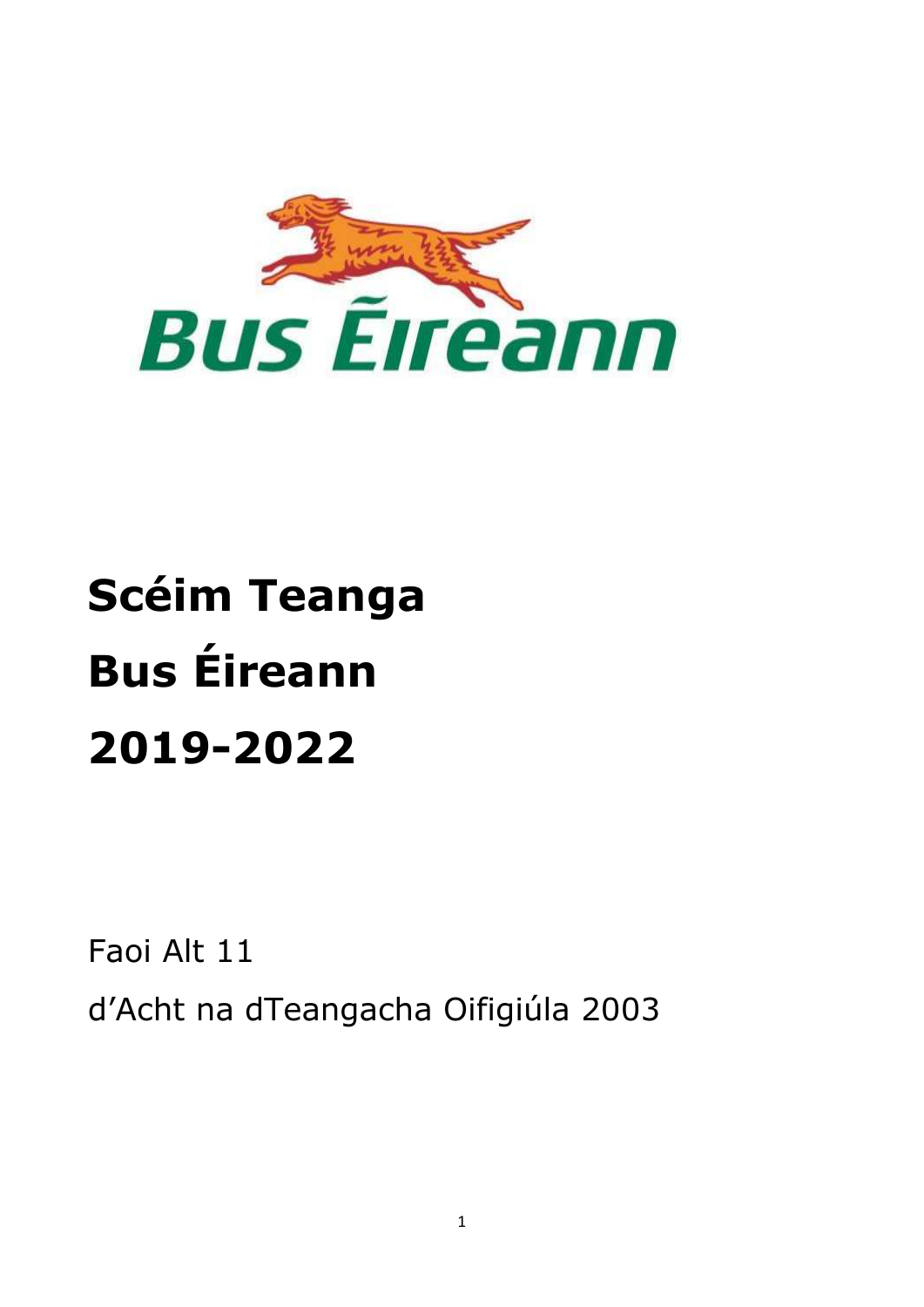# Scéim Teanga Bus Éireann 2019-2022

Faoi Alt 11

d'Acht na dTeangacha Oifigiúla 2003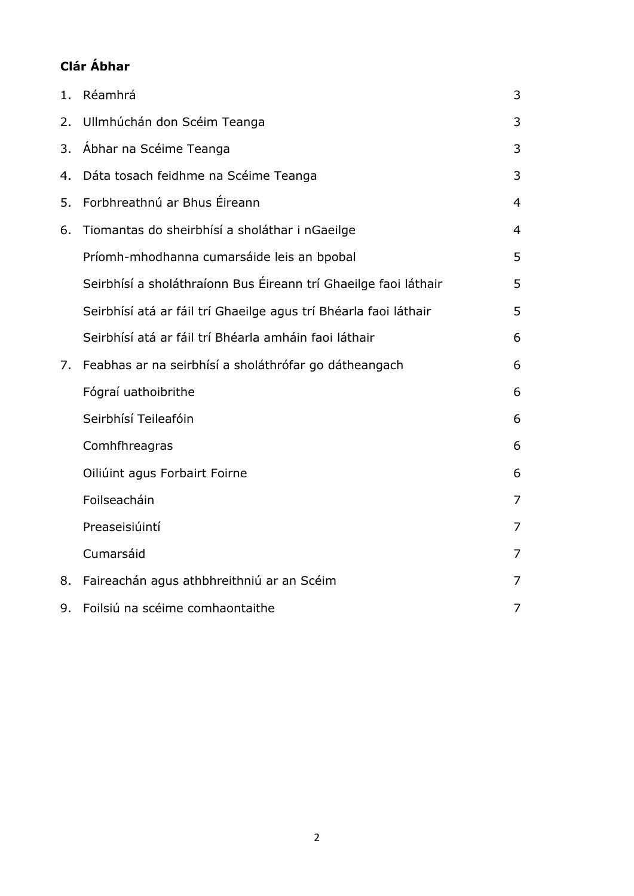**Clár Ábhar**

| | | |
|---|---|---|
| 1. | Réamhrá | 3 |
| 2. | Ullmhúchán don Scéim Teanga | 3 |
| 3. | Ábhar na Scéime Teanga | 3 |
| 4. | Dáta tosach feidhme na Scéime Teanga | 3 |
| 5. | Forbhreathnú ar Bhus Éireann | 4 |
| 6. | Tiomantas do sheirbhísí a sholáthar i nGaeilge | 4 |
| | Príomh-mhodhanna cumarsáide leis an bpobal | 5 |
| | Seirbhísí a sholáthraíonn Bus Éireann trí Ghaeilge faoi láthair | 5 |
| | Seirbhísí atá ar fáil trí Ghaeilge agus trí Bhéarla faoi láthair | 5 |
| | Seirbhísí atá ar fáil trí Bhéarla amháin faoi láthair | 6 |
| 7. | Feabhas ar na seirbhísí a sholáthrófar go dátheangach | 6 |
| | Fógraí uathoibrithe | 6 |
| | Seirbhísí Teileafóin | 6 |
| | Comhfhreagras | 6 |
| | Oiliúint agus Forbairt Foirne | 6 |
| | Foilseacháin | 7 |
| | Preaseisiúintí | 7 |
| | Cumarsáid | 7 |
| 8. | Faireachán agus athbhreithniú ar an Scéim | 7 |
| 9. | Foilsiú na scéime comhaontaithe | 7 |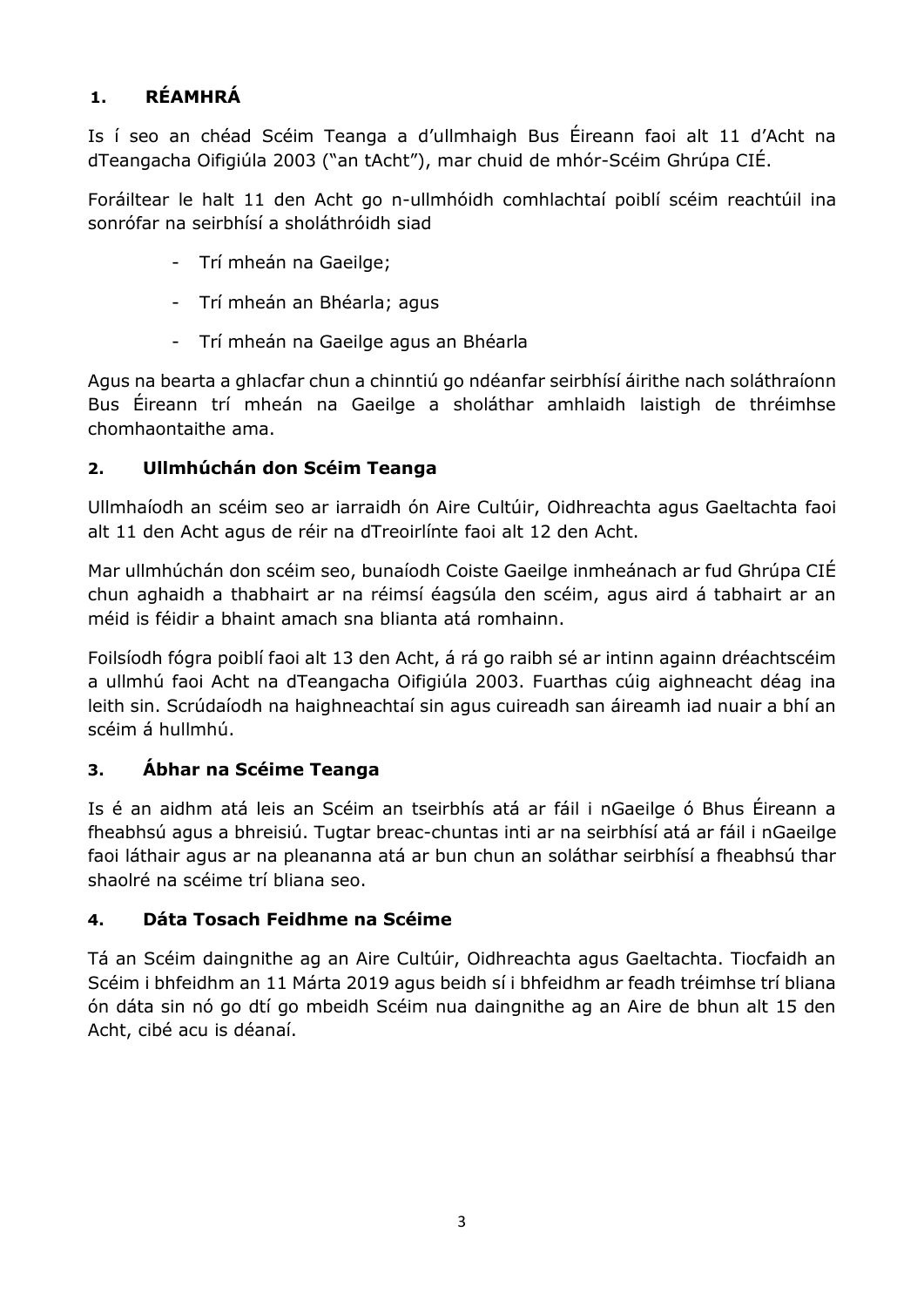## 1. RÉAMHRÁ

Is í seo an chéad Scéim Teanga a d'ullmhaigh Bus Éireann faoi alt 11 d'Acht na dTeangacha Oifigiúla 2003 ("an tAcht"), mar chuid de mhór-Scéim Ghrúpa CIÉ.

Foráiltear le halt 11 den Acht go n-ullmhóidh comhlachtaí poiblí scéim reachtúil ina sonrófar na seirbhísí a sholáthróidh siad

- Trí mheán na Gaeilge;
- Trí mheán an Bhéarla; agus
- Trí mheán na Gaeilge agus an Bhéarla

Agus na bearta a ghlacfar chun a chinntiú go ndéanfar seirbhísí áirithe nach soláthraíonn Bus Éireann trí mheán na Gaeilge a sholáthar amhlaidh laistigh de thréimhse chomhaontaithe ama.

## 2. Ullmhúchán don Scéim Teanga

Ullmhaíodh an scéim seo ar iarraidh ón Aire Cultúir, Oidhreachta agus Gaeltachta faoi alt 11 den Acht agus de réir na dTreoirlínte faoi alt 12 den Acht.

Mar ullmhúchán don scéim seo, bunaíodh Coiste Gaeilge inmheánach ar fud Ghrúpa CIÉ chun aghaidh a thabhairt ar na réimsí éagsúla den scéim, agus aird á tabhairt ar an méid is féidir a bhaint amach sna blianta atá romhainn.

Foilsíodh fógra poiblí faoi alt 13 den Acht, á rá go raibh sé ar intinn againn dréachtscéim a ullmhú faoi Acht na dTeangacha Oifigiúla 2003. Fuarthas cúig aighneacht déag ina leith sin. Scrúdaíodh na haighneachtaí sin agus cuireadh san áireamh iad nuair a bhí an scéim á hullmhú.

## 3. Ábhar na Scéime Teanga

Is é an aidhm atá leis an Scéim an tseirbhís atá ar fáil i nGaeilge ó Bhus Éireann a fheabhsú agus a bhreisiú. Tugtar breac-chuntas inti ar na seirbhísí atá ar fáil i nGaeilge faoi láthair agus ar na pleananna atá ar bun chun an soláthar seirbhísí a fheabhsú thar shaolré na scéime trí bliana seo.

## 4. Dáta Tosach Feidhme na Scéime

Tá an Scéim daingnithe ag an Aire Cultúir, Oidhreachta agus Gaeltachta. Tiocfaidh an Scéim i bhfeidhm an 11 Márta 2019 agus beidh sí i bhfeidhm ar feadh tréimhse trí bliana ón dáta sin nó go dtí go mbeidh Scéim nua daingnithe ag an Aire de bhun alt 15 den Acht, cibé acu is déanaí.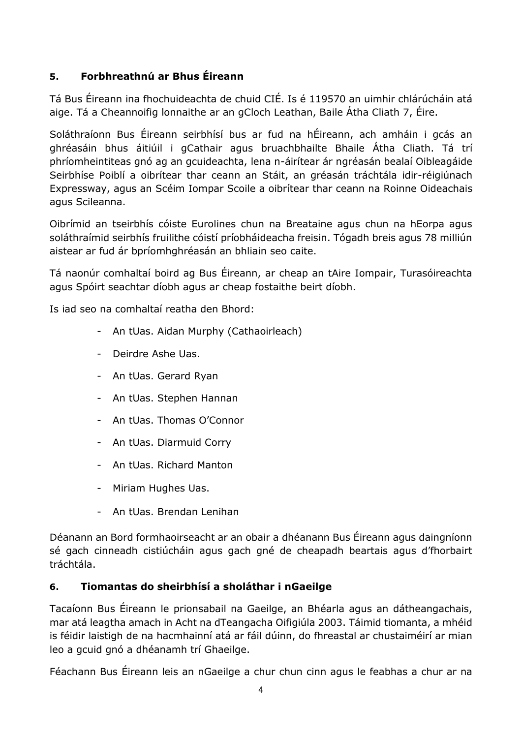## 5. Forbhreathnú ar Bhus Éireann

Tá Bus Éireann ina fhochuideachta de chuid CIÉ. Is é 119570 an uimhir chlárúcháin atá aige. Tá a Cheannoifig lonnaithe ar an gCloch Leathan, Baile Átha Cliath 7, Éire.

Soláthraíonn Bus Éireann seirbhísí bus ar fud na hÉireann, ach amháin i gcás an ghréasáin bhus áitiúil i gCathair agus bruachbhailte Bhaile Átha Cliath. Tá trí phríomheintiteas gnó ag an gcuideachta, lena n-áirítear ár ngréasán bealaí Oibleagáide Seirbhíse Poiblí a oibrítear thar ceann an Stáit, an gréasán tráchtála idir-réigiúnach Expressway, agus an Scéim Iompar Scoile a oibrítear thar ceann na Roinne Oideachais agus Scileanna.

Oibrímid an tseirbhís cóiste Eurolines chun na Breataine agus chun na hEorpa agus soláthraímid seirbhís fruilithe cóistí príobháideacha freisin. Tógadh breis agus 78 milliún aistear ar fud ár bpríomhghréasán an bhliain seo caite.

Tá naonúr comhaltaí boird ag Bus Éireann, ar cheap an tAire Iompair, Turasóireachta agus Spóirt seachtar díobh agus ar cheap fostaithe beirt díobh.

Is iad seo na comhaltaí reatha den Bhord:

- An tUas. Aidan Murphy (Cathaoirleach)
- Deirdre Ashe Uas.
- An tUas. Gerard Ryan
- An tUas. Stephen Hannan
- An tUas. Thomas O'Connor
- An tUas. Diarmuid Corry
- An tUas. Richard Manton
- Miriam Hughes Uas.
- An tUas. Brendan Lenihan

Déanann an Bord formhaoirseacht ar an obair a dhéanann Bus Éireann agus daingníonn sé gach cinneadh cistiúcháin agus gach gné de cheapadh beartais agus d'fhorbairt tráchtála.

## 6. Tiomantas do sheirbhísí a sholáthar i nGaeilge

Tacaíonn Bus Éireann le prionsabail na Gaeilge, an Bhéarla agus an dátheangachais, mar atá leagtha amach in Acht na dTeangacha Oifigiúla 2003. Táimid tiomanta, a mhéid is féidir laistigh de na hacmhainní atá ar fáil dúinn, do fhreastal ar chustaiméirí ar mian leo a gcuid gnó a dhéanamh trí Ghaeilge.

Féachann Bus Éireann leis an nGaeilge a chur chun cinn agus le feabhas a chur ar na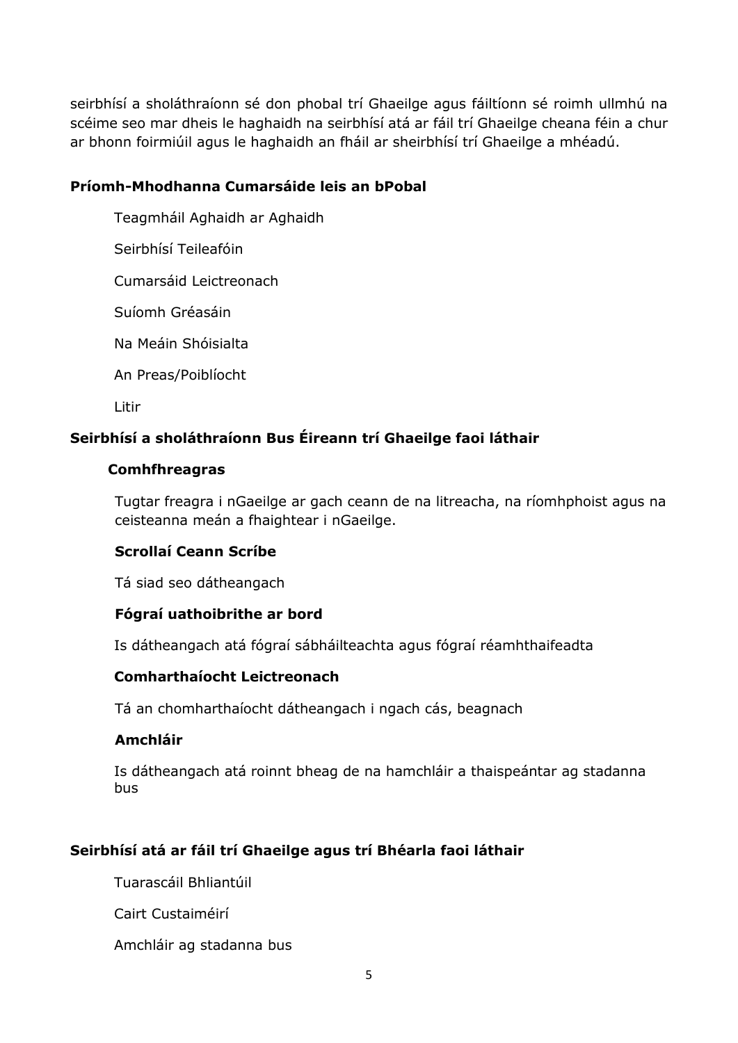seirbhísí a sholáthraíonn sé don phobal trí Ghaeilge agus fáiltíonn sé roimh ullmhú na scéime seo mar dheis le haghaidh na seirbhísí atá ar fáil trí Ghaeilge cheana féin a chur ar bhonn foirmiúil agus le haghaidh an fháil ar sheirbhísí trí Ghaeilge a mhéadú.

**Príomh-Mhodhanna Cumarsáide leis an bPobal**

Teagmháil Aghaidh ar Aghaidh

Seirbhísí Teileafóin

Cumarsáid Leictreonach

Suíomh Gréasáin

Na Meáin Shóisialta

An Preas/Poiblíocht

Litir

**Seirbhísí a sholáthraíonn Bus Éireann trí Ghaeilge faoi láthair**

**Comhfhreagras**

Tugtar freagra i nGaeilge ar gach ceann de na litreacha, na ríomhphoist agus na ceisteanna meán a fhaightear i nGaeilge.

**Scrollaí Ceann Scríbe**

Tá siad seo dátheangach

**Fógraí uathoibrithe ar bord**

Is dátheangach atá fógraí sábháilteachta agus fógraí réamhthaifeadta

**Comharthaíocht Leictreonach**

Tá an chomharthaíocht dátheangach i ngach cás, beagnach

**Amchláir**

Is dátheangach atá roinnt bheag de na hamchláir a thaispeántar ag stadanna bus

**Seirbhísí atá ar fáil trí Ghaeilge agus trí Bhéarla faoi láthair**

Tuarascáil Bhliantúil

Cairt Custaiméirí

Amchláir ag stadanna bus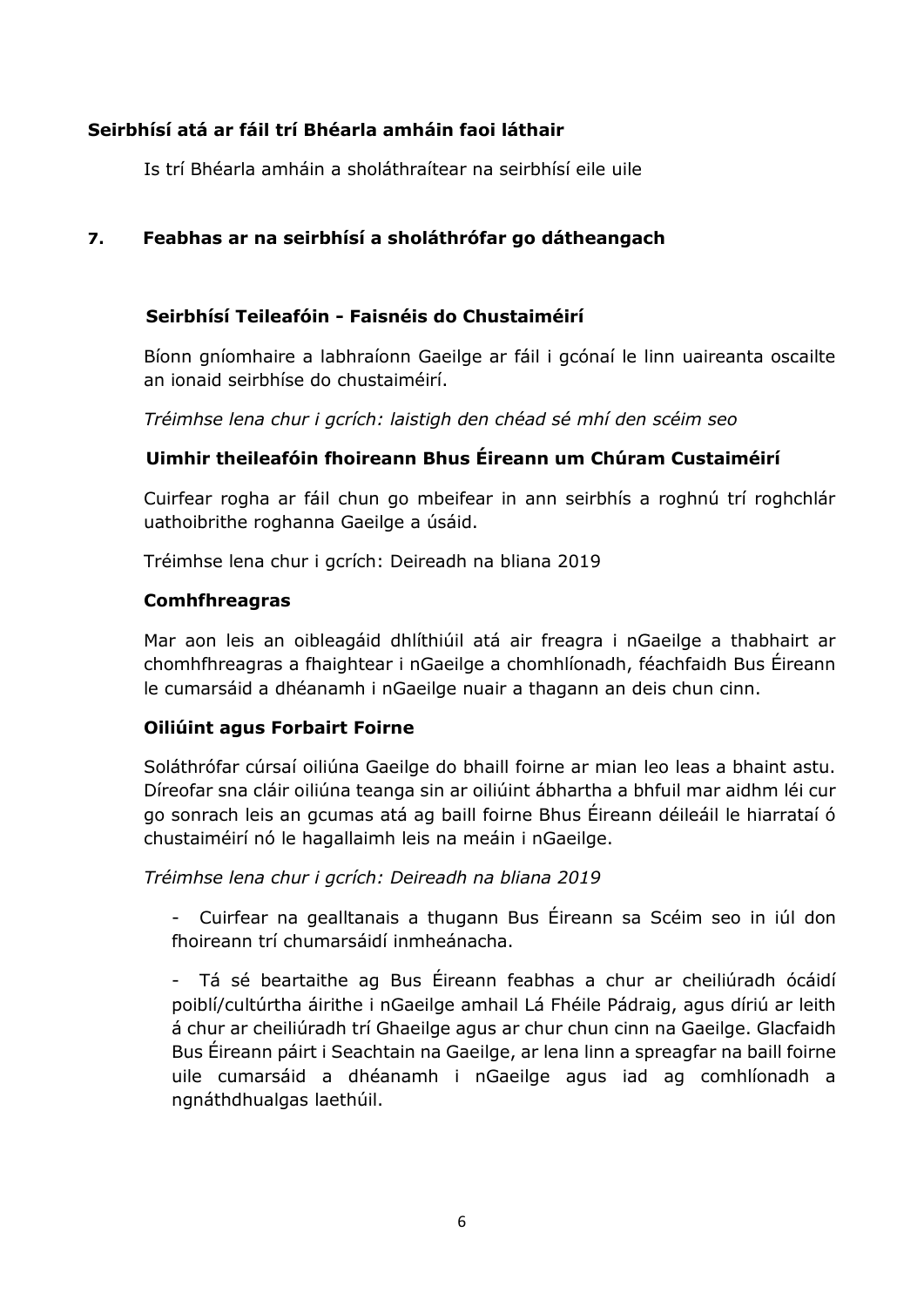### Seirbhísí atá ar fáil trí Bhéarla amháin faoi láthair

Is trí Bhéarla amháin a sholáthraítear na seirbhísí eile uile

## 7. Feabhas ar na seirbhísí a sholáthrófar go dátheangach

### Seirbhísí Teileafóin - Faisnéis do Chustaiméirí

Bíonn gníomhaire a labhraíonn Gaeilge ar fáil i gcónaí le linn uaireanta oscailte an ionaid seirbhíse do chustaiméirí.

*Tréimhse lena chur i gcrích: laistigh den chéad sé mhí den scéim seo*

### Uimhir theileafóin fhoireann Bhus Éireann um Chúram Custaiméirí

Cuirfear rogha ar fáil chun go mbeifear in ann seirbhís a roghnú trí roghchlár uathoibrithe roghanna Gaeilge a úsáid.

Tréimhse lena chur i gcrích: Deireadh na bliana 2019

### Comhfhreagras

Mar aon leis an oibleagáid dhlíthiúil atá air freagra i nGaeilge a thabhairt ar chomhfhreagras a fhaightear i nGaeilge a chomhlíonadh, féachfaidh Bus Éireann le cumarsáid a dhéanamh i nGaeilge nuair a thagann an deis chun cinn.

### Oiliúint agus Forbairt Foirne

Soláthrófar cúrsaí oiliúna Gaeilge do bhaill foirne ar mian leo leas a bhaint astu. Díreofar sna cláir oiliúna teanga sin ar oiliúint ábhartha a bhfuil mar aidhm léi cur go sonrach leis an gcumas atá ag baill foirne Bhus Éireann déileáil le hiarrataí ó chustaiméirí nó le hagallaimh leis na meáin i nGaeilge.

*Tréimhse lena chur i gcrích: Deireadh na bliana 2019*

- Cuirfear na gealltanais a thugann Bus Éireann sa Scéim seo in iúl don fhoireann trí chumarsáidí inmheánacha.

- Tá sé beartaithe ag Bus Éireann feabhas a chur ar cheiliúradh ócáidí poiblí/cultúrtha áirithe i nGaeilge amhail Lá Fhéile Pádraig, agus díriú ar leith á chur ar cheiliúradh trí Ghaeilge agus ar chur chun cinn na Gaeilge. Glacfaidh Bus Éireann páirt i Seachtain na Gaeilge, ar lena linn a spreagfar na baill foirne uile cumarsáid a dhéanamh i nGaeilge agus iad ag comhlíonadh a ngnáthdhualgas laethúil.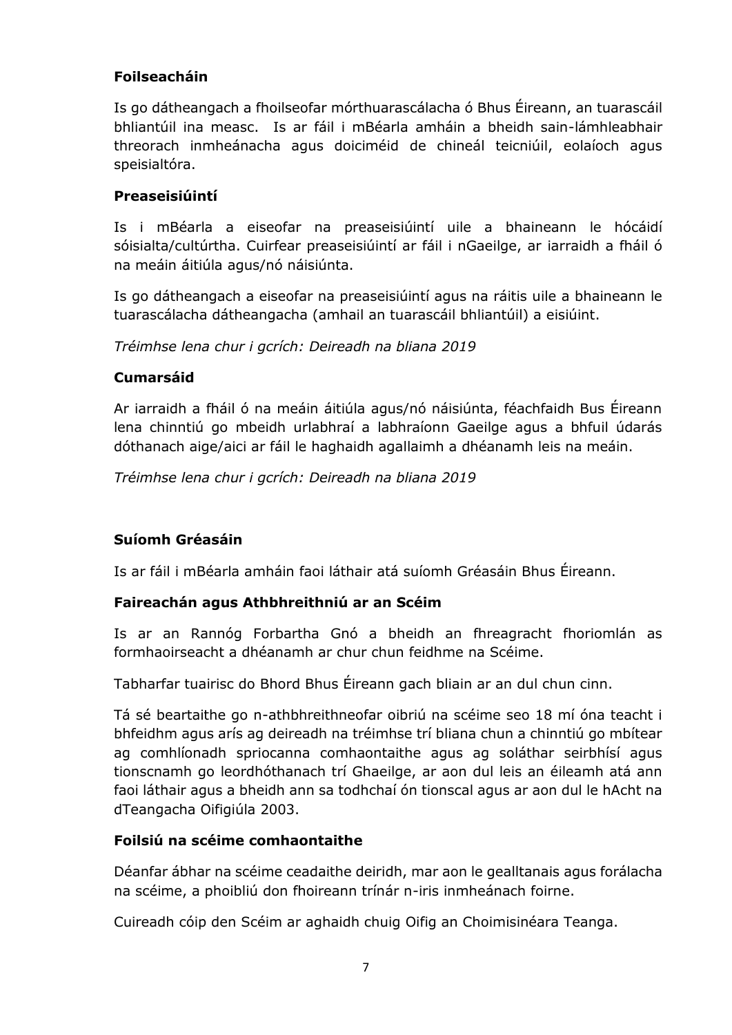### Foilseacháin

Is go dátheangach a fhoilseofar mórthuarascálacha ó Bhus Éireann, an tuarascáil bhliantúil ina measc. Is ar fáil i mBéarla amháin a bheidh sain-lámhleabhair threorach inmheánacha agus doiciméid de chineál teicniúil, eolaíoch agus speisialtóra.

### Preaseisiúintí

Is i mBéarla a eiseofar na preaseisiúintí uile a bhaineann le hócáidí sóisialta/cultúrtha. Cuirfear preaseisiúintí ar fáil i nGaeilge, ar iarraidh a fháil ó na meáin áitiúla agus/nó náisiúnta.

Is go dátheangach a eiseofar na preaseisiúintí agus na ráitis uile a bhaineann le tuarascálacha dátheangacha (amhail an tuarascáil bhliantúil) a eisiúint.

*Tréimhse lena chur i gcrích: Deireadh na bliana 2019*

### Cumarsáid

Ar iarraidh a fháil ó na meáin áitiúla agus/nó náisiúnta, féachfaidh Bus Éireann lena chinntiú go mbeidh urlabhraí a labhraíonn Gaeilge agus a bhfuil údarás dóthanach aige/aici ar fáil le haghaidh agallaimh a dhéanamh leis na meáin.

*Tréimhse lena chur i gcrích: Deireadh na bliana 2019*

### Suíomh Gréasáin

Is ar fáil i mBéarla amháin faoi láthair atá suíomh Gréasáin Bhus Éireann.

### Faireachán agus Athbhreithniú ar an Scéim

Is ar an Rannóg Forbartha Gnó a bheidh an fhreagracht fhoriomlán as formhaoirseacht a dhéanamh ar chur chun feidhme na Scéime.

Tabharfar tuairisc do Bhord Bhus Éireann gach bliain ar an dul chun cinn.

Tá sé beartaithe go n-athbhreithneofar oibriú na scéime seo 18 mí óna teacht i bhfeidhm agus arís ag deireadh na tréimhse trí bliana chun a chinntiú go mbítear ag comhlíonadh spriocanna comhaontaithe agus ag soláthar seirbhísí agus tionscnamh go leordhóthanach trí Ghaeilge, ar aon dul leis an éileamh atá ann faoi láthair agus a bheidh ann sa todhchaí ón tionscal agus ar aon dul le hAcht na dTeangacha Oifigiúla 2003.

### Foilsiú na scéime comhaontaithe

Déanfar ábhar na scéime ceadaithe deiridh, mar aon le gealltanais agus forálacha na scéime, a phoibliú don fhoireann trínár n-iris inmheánach foirne.

Cuireadh cóip den Scéim ar aghaidh chuig Oifig an Choimisinéara Teanga.